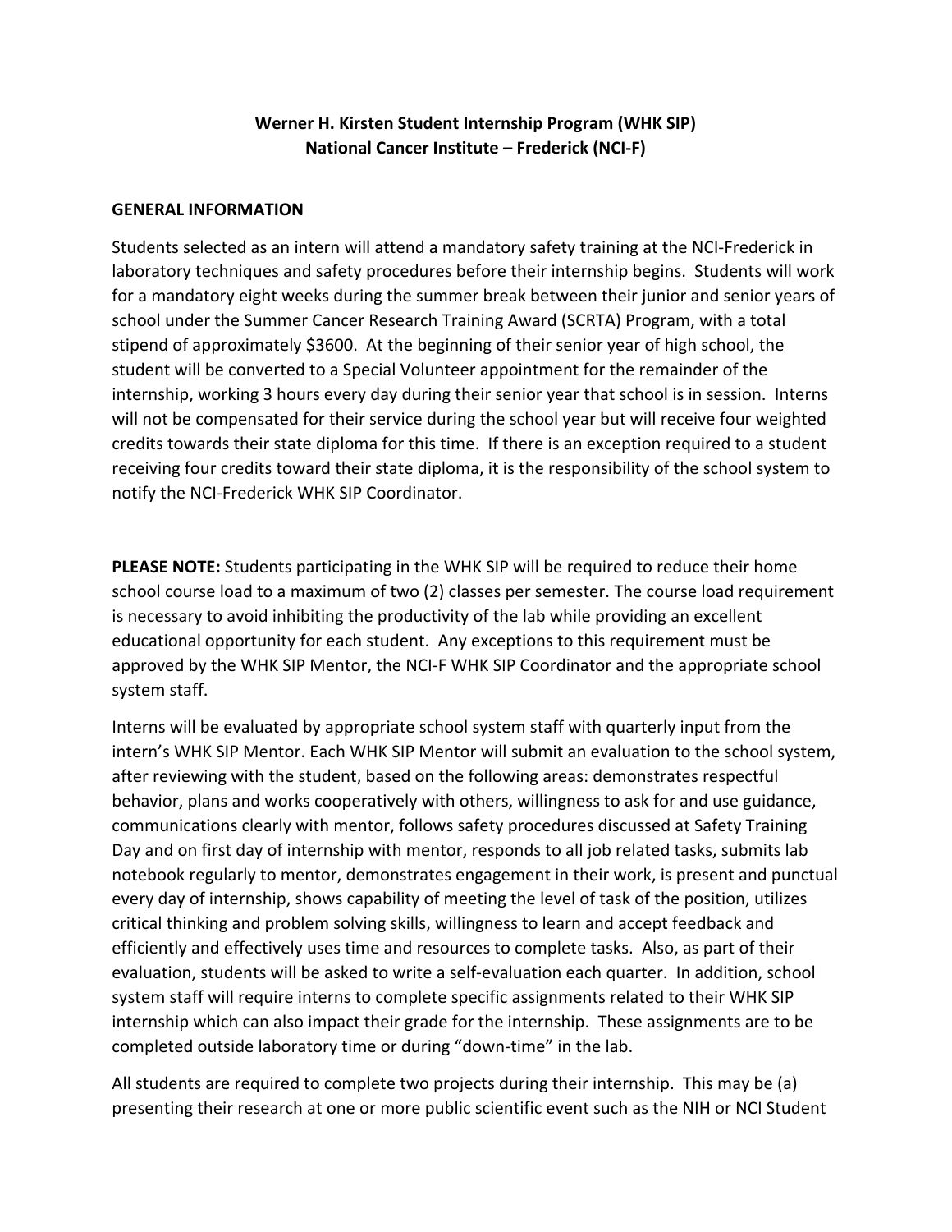**Werner H. Kirsten Student Internship Program (WHK SIP)**
**National Cancer Institute – Frederick (NCI-F)**

## GENERAL INFORMATION

Students selected as an intern will attend a mandatory safety training at the NCI-Frederick in laboratory techniques and safety procedures before their internship begins. Students will work for a mandatory eight weeks during the summer break between their junior and senior years of school under the Summer Cancer Research Training Award (SCRTA) Program, with a total stipend of approximately $3600. At the beginning of their senior year of high school, the student will be converted to a Special Volunteer appointment for the remainder of the internship, working 3 hours every day during their senior year that school is in session. Interns will not be compensated for their service during the school year but will receive four weighted credits towards their state diploma for this time. If there is an exception required to a student receiving four credits toward their state diploma, it is the responsibility of the school system to notify the NCI-Frederick WHK SIP Coordinator.

**PLEASE NOTE:** Students participating in the WHK SIP will be required to reduce their home school course load to a maximum of two (2) classes per semester. The course load requirement is necessary to avoid inhibiting the productivity of the lab while providing an excellent educational opportunity for each student. Any exceptions to this requirement must be approved by the WHK SIP Mentor, the NCI-F WHK SIP Coordinator and the appropriate school system staff.

Interns will be evaluated by appropriate school system staff with quarterly input from the intern's WHK SIP Mentor. Each WHK SIP Mentor will submit an evaluation to the school system, after reviewing with the student, based on the following areas: demonstrates respectful behavior, plans and works cooperatively with others, willingness to ask for and use guidance, communications clearly with mentor, follows safety procedures discussed at Safety Training Day and on first day of internship with mentor, responds to all job related tasks, submits lab notebook regularly to mentor, demonstrates engagement in their work, is present and punctual every day of internship, shows capability of meeting the level of task of the position, utilizes critical thinking and problem solving skills, willingness to learn and accept feedback and efficiently and effectively uses time and resources to complete tasks. Also, as part of their evaluation, students will be asked to write a self-evaluation each quarter. In addition, school system staff will require interns to complete specific assignments related to their WHK SIP internship which can also impact their grade for the internship. These assignments are to be completed outside laboratory time or during "down-time" in the lab.

All students are required to complete two projects during their internship. This may be (a) presenting their research at one or more public scientific event such as the NIH or NCI Student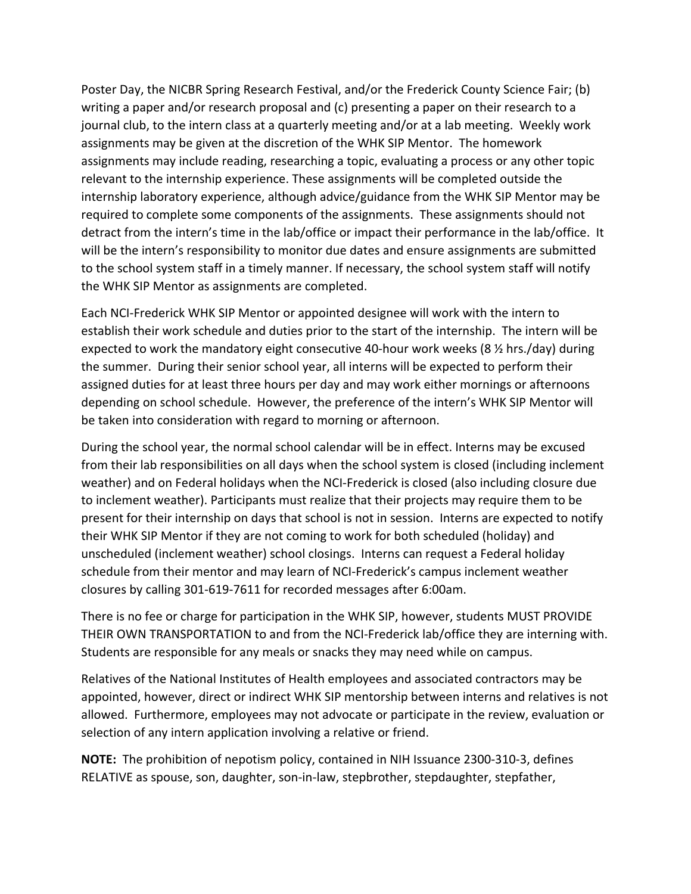Poster Day, the NICBR Spring Research Festival, and/or the Frederick County Science Fair; (b) writing a paper and/or research proposal and (c) presenting a paper on their research to a journal club, to the intern class at a quarterly meeting and/or at a lab meeting. Weekly work assignments may be given at the discretion of the WHK SIP Mentor. The homework assignments may include reading, researching a topic, evaluating a process or any other topic relevant to the internship experience. These assignments will be completed outside the internship laboratory experience, although advice/guidance from the WHK SIP Mentor may be required to complete some components of the assignments. These assignments should not detract from the intern's time in the lab/office or impact their performance in the lab/office. It will be the intern's responsibility to monitor due dates and ensure assignments are submitted to the school system staff in a timely manner. If necessary, the school system staff will notify the WHK SIP Mentor as assignments are completed.

Each NCI-Frederick WHK SIP Mentor or appointed designee will work with the intern to establish their work schedule and duties prior to the start of the internship. The intern will be expected to work the mandatory eight consecutive 40-hour work weeks (8 ½ hrs./day) during the summer. During their senior school year, all interns will be expected to perform their assigned duties for at least three hours per day and may work either mornings or afternoons depending on school schedule. However, the preference of the intern's WHK SIP Mentor will be taken into consideration with regard to morning or afternoon.

During the school year, the normal school calendar will be in effect. Interns may be excused from their lab responsibilities on all days when the school system is closed (including inclement weather) and on Federal holidays when the NCI-Frederick is closed (also including closure due to inclement weather). Participants must realize that their projects may require them to be present for their internship on days that school is not in session. Interns are expected to notify their WHK SIP Mentor if they are not coming to work for both scheduled (holiday) and unscheduled (inclement weather) school closings. Interns can request a Federal holiday schedule from their mentor and may learn of NCI-Frederick's campus inclement weather closures by calling 301-619-7611 for recorded messages after 6:00am.

There is no fee or charge for participation in the WHK SIP, however, students MUST PROVIDE THEIR OWN TRANSPORTATION to and from the NCI-Frederick lab/office they are interning with. Students are responsible for any meals or snacks they may need while on campus.

Relatives of the National Institutes of Health employees and associated contractors may be appointed, however, direct or indirect WHK SIP mentorship between interns and relatives is not allowed. Furthermore, employees may not advocate or participate in the review, evaluation or selection of any intern application involving a relative or friend.

**NOTE:** The prohibition of nepotism policy, contained in NIH Issuance 2300-310-3, defines RELATIVE as spouse, son, daughter, son-in-law, stepbrother, stepdaughter, stepfather,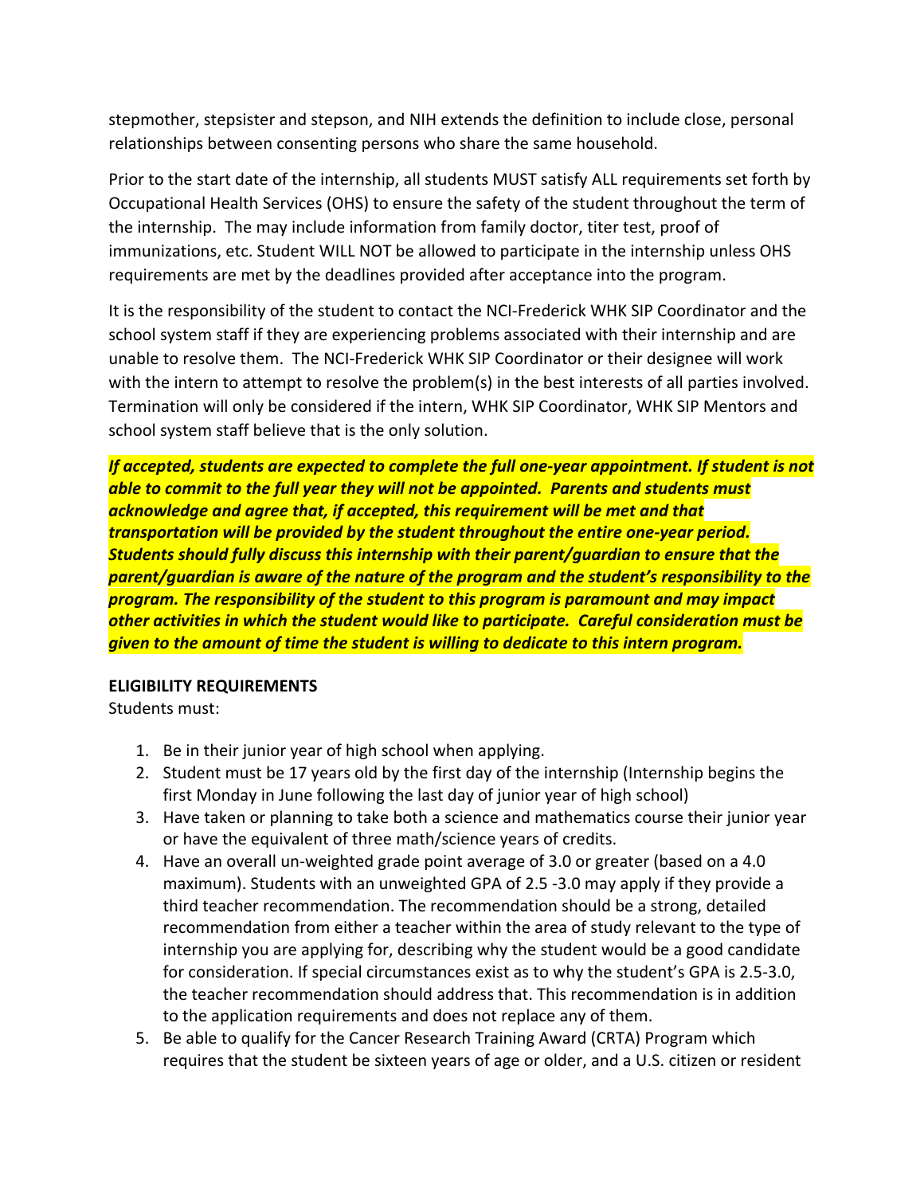stepmother, stepsister and stepson, and NIH extends the definition to include close, personal relationships between consenting persons who share the same household.

Prior to the start date of the internship, all students MUST satisfy ALL requirements set forth by Occupational Health Services (OHS) to ensure the safety of the student throughout the term of the internship. The may include information from family doctor, titer test, proof of immunizations, etc. Student WILL NOT be allowed to participate in the internship unless OHS requirements are met by the deadlines provided after acceptance into the program.

It is the responsibility of the student to contact the NCI-Frederick WHK SIP Coordinator and the school system staff if they are experiencing problems associated with their internship and are unable to resolve them. The NCI-Frederick WHK SIP Coordinator or their designee will work with the intern to attempt to resolve the problem(s) in the best interests of all parties involved. Termination will only be considered if the intern, WHK SIP Coordinator, WHK SIP Mentors and school system staff believe that is the only solution.

***If accepted, students are expected to complete the full one-year appointment. If student is not able to commit to the full year they will not be appointed. Parents and students must acknowledge and agree that, if accepted, this requirement will be met and that transportation will be provided by the student throughout the entire one-year period. Students should fully discuss this internship with their parent/guardian to ensure that the parent/guardian is aware of the nature of the program and the student's responsibility to the program. The responsibility of the student to this program is paramount and may impact other activities in which the student would like to participate. Careful consideration must be given to the amount of time the student is willing to dedicate to this intern program.***

**ELIGIBILITY REQUIREMENTS**

Students must:

1. Be in their junior year of high school when applying.
2. Student must be 17 years old by the first day of the internship (Internship begins the first Monday in June following the last day of junior year of high school)
3. Have taken or planning to take both a science and mathematics course their junior year or have the equivalent of three math/science years of credits.
4. Have an overall un-weighted grade point average of 3.0 or greater (based on a 4.0 maximum). Students with an unweighted GPA of 2.5 -3.0 may apply if they provide a third teacher recommendation. The recommendation should be a strong, detailed recommendation from either a teacher within the area of study relevant to the type of internship you are applying for, describing why the student would be a good candidate for consideration. If special circumstances exist as to why the student's GPA is 2.5-3.0, the teacher recommendation should address that. This recommendation is in addition to the application requirements and does not replace any of them.
5. Be able to qualify for the Cancer Research Training Award (CRTA) Program which requires that the student be sixteen years of age or older, and a U.S. citizen or resident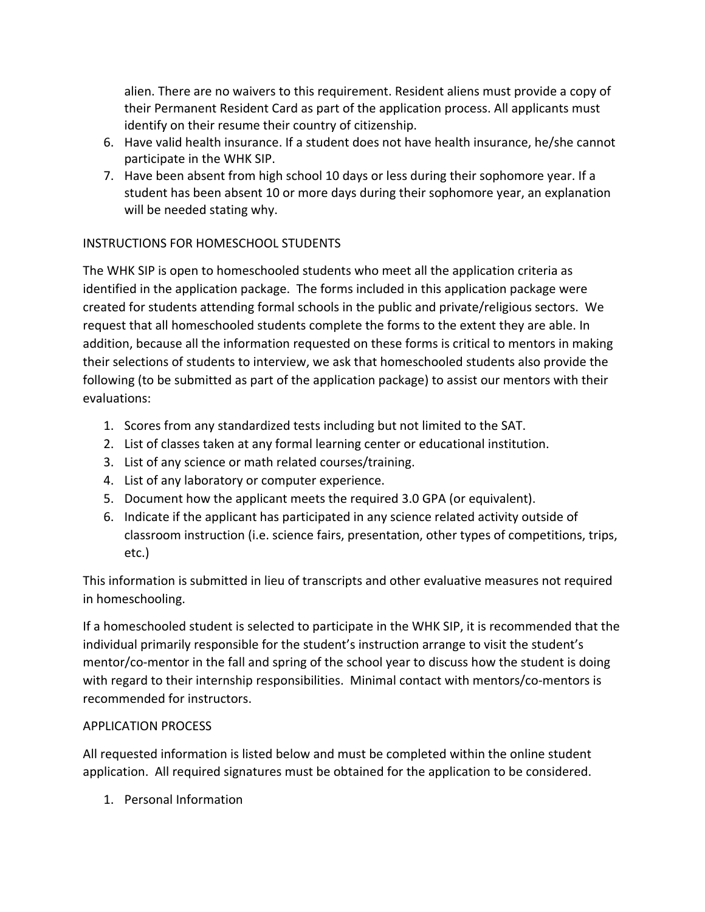alien. There are no waivers to this requirement. Resident aliens must provide a copy of their Permanent Resident Card as part of the application process. All applicants must identify on their resume their country of citizenship.

6. Have valid health insurance. If a student does not have health insurance, he/she cannot participate in the WHK SIP.
7. Have been absent from high school 10 days or less during their sophomore year. If a student has been absent 10 or more days during their sophomore year, an explanation will be needed stating why.

## INSTRUCTIONS FOR HOMESCHOOL STUDENTS

The WHK SIP is open to homeschooled students who meet all the application criteria as identified in the application package. The forms included in this application package were created for students attending formal schools in the public and private/religious sectors. We request that all homeschooled students complete the forms to the extent they are able. In addition, because all the information requested on these forms is critical to mentors in making their selections of students to interview, we ask that homeschooled students also provide the following (to be submitted as part of the application package) to assist our mentors with their evaluations:

1. Scores from any standardized tests including but not limited to the SAT.
2. List of classes taken at any formal learning center or educational institution.
3. List of any science or math related courses/training.
4. List of any laboratory or computer experience.
5. Document how the applicant meets the required 3.0 GPA (or equivalent).
6. Indicate if the applicant has participated in any science related activity outside of classroom instruction (i.e. science fairs, presentation, other types of competitions, trips, etc.)

This information is submitted in lieu of transcripts and other evaluative measures not required in homeschooling.

If a homeschooled student is selected to participate in the WHK SIP, it is recommended that the individual primarily responsible for the student's instruction arrange to visit the student's mentor/co-mentor in the fall and spring of the school year to discuss how the student is doing with regard to their internship responsibilities. Minimal contact with mentors/co-mentors is recommended for instructors.

## APPLICATION PROCESS

All requested information is listed below and must be completed within the online student application. All required signatures must be obtained for the application to be considered.

1. Personal Information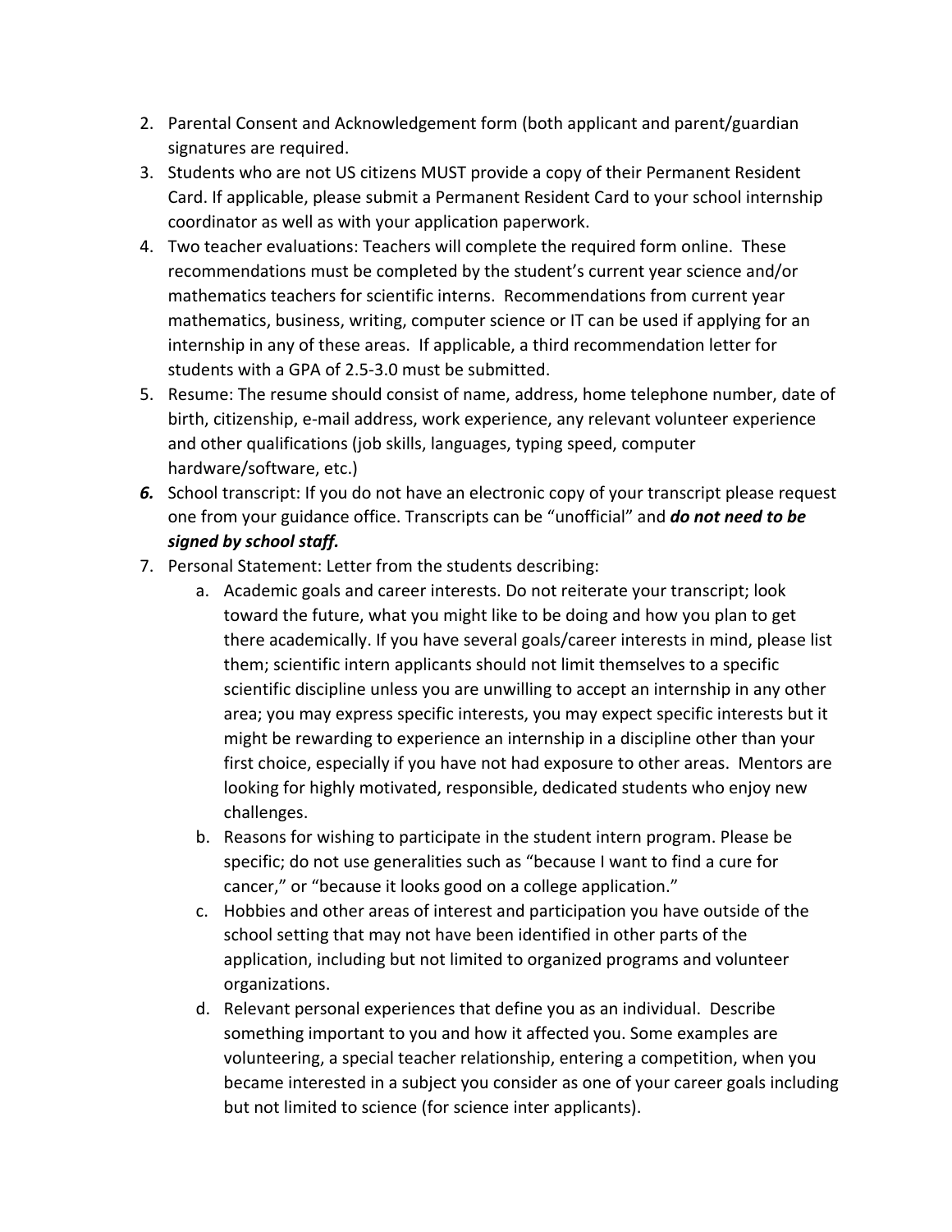2. Parental Consent and Acknowledgement form (both applicant and parent/guardian signatures are required.
3. Students who are not US citizens MUST provide a copy of their Permanent Resident Card. If applicable, please submit a Permanent Resident Card to your school internship coordinator as well as with your application paperwork.
4. Two teacher evaluations: Teachers will complete the required form online. These recommendations must be completed by the student's current year science and/or mathematics teachers for scientific interns. Recommendations from current year mathematics, business, writing, computer science or IT can be used if applying for an internship in any of these areas. If applicable, a third recommendation letter for students with a GPA of 2.5-3.0 must be submitted.
5. Resume: The resume should consist of name, address, home telephone number, date of birth, citizenship, e-mail address, work experience, any relevant volunteer experience and other qualifications (job skills, languages, typing speed, computer hardware/software, etc.)
6. School transcript: If you do not have an electronic copy of your transcript please request one from your guidance office. Transcripts can be "unofficial" and ***do not need to be signed by school staff.***
7. Personal Statement: Letter from the students describing:
    a. Academic goals and career interests. Do not reiterate your transcript; look toward the future, what you might like to be doing and how you plan to get there academically. If you have several goals/career interests in mind, please list them; scientific intern applicants should not limit themselves to a specific scientific discipline unless you are unwilling to accept an internship in any other area; you may express specific interests, you may expect specific interests but it might be rewarding to experience an internship in a discipline other than your first choice, especially if you have not had exposure to other areas. Mentors are looking for highly motivated, responsible, dedicated students who enjoy new challenges.
    b. Reasons for wishing to participate in the student intern program. Please be specific; do not use generalities such as "because I want to find a cure for cancer," or "because it looks good on a college application."
    c. Hobbies and other areas of interest and participation you have outside of the school setting that may not have been identified in other parts of the application, including but not limited to organized programs and volunteer organizations.
    d. Relevant personal experiences that define you as an individual. Describe something important to you and how it affected you. Some examples are volunteering, a special teacher relationship, entering a competition, when you became interested in a subject you consider as one of your career goals including but not limited to science (for science inter applicants).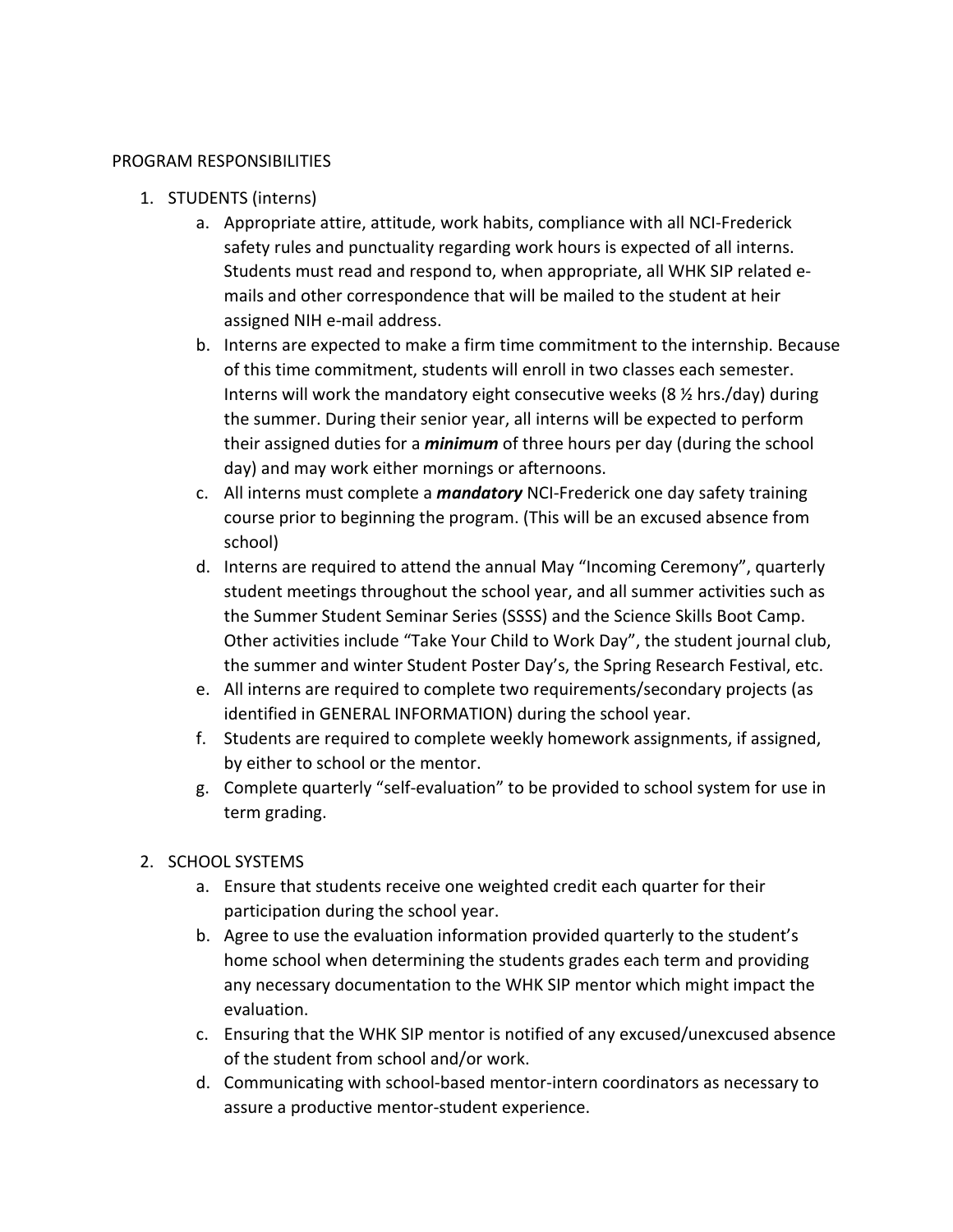PROGRAM RESPONSIBILITIES

1. STUDENTS (interns)
   a. Appropriate attire, attitude, work habits, compliance with all NCI-Frederick safety rules and punctuality regarding work hours is expected of all interns. Students must read and respond to, when appropriate, all WHK SIP related e-mails and other correspondence that will be mailed to the student at heir assigned NIH e-mail address.
   b. Interns are expected to make a firm time commitment to the internship. Because of this time commitment, students will enroll in two classes each semester. Interns will work the mandatory eight consecutive weeks (8 ½ hrs./day) during the summer. During their senior year, all interns will be expected to perform their assigned duties for a ***minimum*** of three hours per day (during the school day) and may work either mornings or afternoons.
   c. All interns must complete a ***mandatory*** NCI-Frederick one day safety training course prior to beginning the program. (This will be an excused absence from school)
   d. Interns are required to attend the annual May "Incoming Ceremony", quarterly student meetings throughout the school year, and all summer activities such as the Summer Student Seminar Series (SSSS) and the Science Skills Boot Camp. Other activities include "Take Your Child to Work Day", the student journal club, the summer and winter Student Poster Day's, the Spring Research Festival, etc.
   e. All interns are required to complete two requirements/secondary projects (as identified in GENERAL INFORMATION) during the school year.
   f. Students are required to complete weekly homework assignments, if assigned, by either to school or the mentor.
   g. Complete quarterly "self-evaluation" to be provided to school system for use in term grading.

2. SCHOOL SYSTEMS
   a. Ensure that students receive one weighted credit each quarter for their participation during the school year.
   b. Agree to use the evaluation information provided quarterly to the student's home school when determining the students grades each term and providing any necessary documentation to the WHK SIP mentor which might impact the evaluation.
   c. Ensuring that the WHK SIP mentor is notified of any excused/unexcused absence of the student from school and/or work.
   d. Communicating with school-based mentor-intern coordinators as necessary to assure a productive mentor-student experience.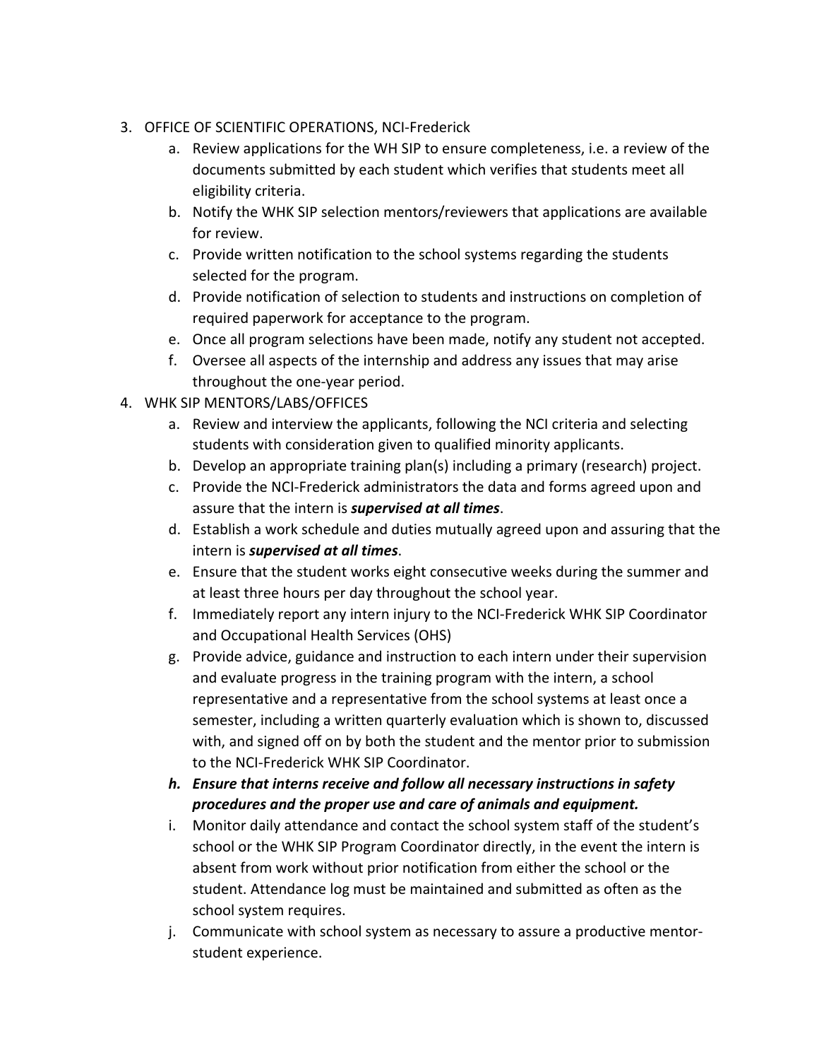3. OFFICE OF SCIENTIFIC OPERATIONS, NCI-Frederick
    a. Review applications for the WH SIP to ensure completeness, i.e. a review of the documents submitted by each student which verifies that students meet all eligibility criteria.
    b. Notify the WHK SIP selection mentors/reviewers that applications are available for review.
    c. Provide written notification to the school systems regarding the students selected for the program.
    d. Provide notification of selection to students and instructions on completion of required paperwork for acceptance to the program.
    e. Once all program selections have been made, notify any student not accepted.
    f. Oversee all aspects of the internship and address any issues that may arise throughout the one-year period.
4. WHK SIP MENTORS/LABS/OFFICES
    a. Review and interview the applicants, following the NCI criteria and selecting students with consideration given to qualified minority applicants.
    b. Develop an appropriate training plan(s) including a primary (research) project.
    c. Provide the NCI-Frederick administrators the data and forms agreed upon and assure that the intern is ***supervised at all times***.
    d. Establish a work schedule and duties mutually agreed upon and assuring that the intern is ***supervised at all times***.
    e. Ensure that the student works eight consecutive weeks during the summer and at least three hours per day throughout the school year.
    f. Immediately report any intern injury to the NCI-Frederick WHK SIP Coordinator and Occupational Health Services (OHS)
    g. Provide advice, guidance and instruction to each intern under their supervision and evaluate progress in the training program with the intern, a school representative and a representative from the school systems at least once a semester, including a written quarterly evaluation which is shown to, discussed with, and signed off on by both the student and the mentor prior to submission to the NCI-Frederick WHK SIP Coordinator.
    h. ***Ensure that interns receive and follow all necessary instructions in safety procedures and the proper use and care of animals and equipment.***
    i. Monitor daily attendance and contact the school system staff of the student's school or the WHK SIP Program Coordinator directly, in the event the intern is absent from work without prior notification from either the school or the student. Attendance log must be maintained and submitted as often as the school system requires.
    j. Communicate with school system as necessary to assure a productive mentor-student experience.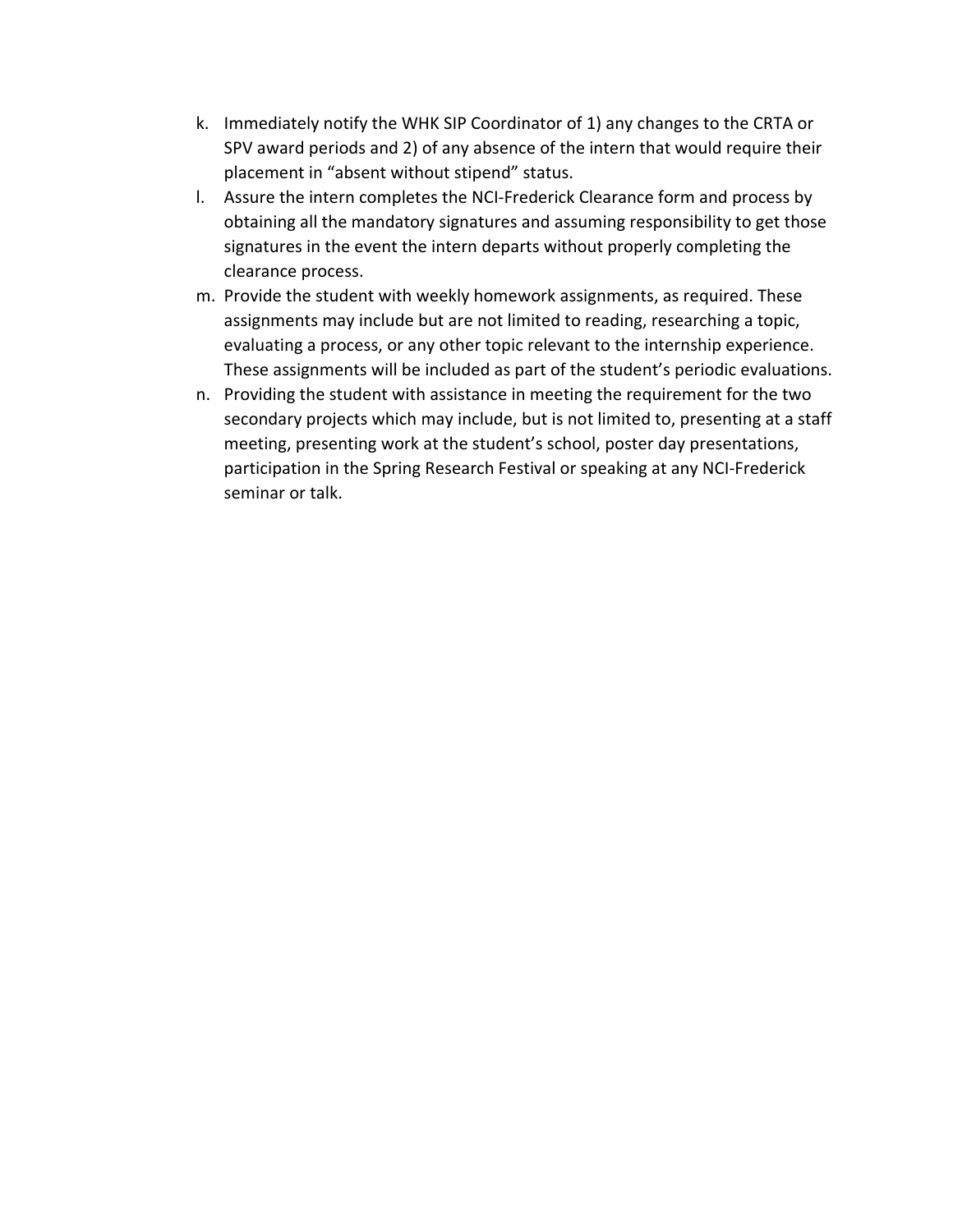k. Immediately notify the WHK SIP Coordinator of 1) any changes to the CRTA or SPV award periods and 2) of any absence of the intern that would require their placement in "absent without stipend" status.

l. Assure the intern completes the NCI-Frederick Clearance form and process by obtaining all the mandatory signatures and assuming responsibility to get those signatures in the event the intern departs without properly completing the clearance process.

m. Provide the student with weekly homework assignments, as required. These assignments may include but are not limited to reading, researching a topic, evaluating a process, or any other topic relevant to the internship experience. These assignments will be included as part of the student's periodic evaluations.

n. Providing the student with assistance in meeting the requirement for the two secondary projects which may include, but is not limited to, presenting at a staff meeting, presenting work at the student's school, poster day presentations, participation in the Spring Research Festival or speaking at any NCI-Frederick seminar or talk.